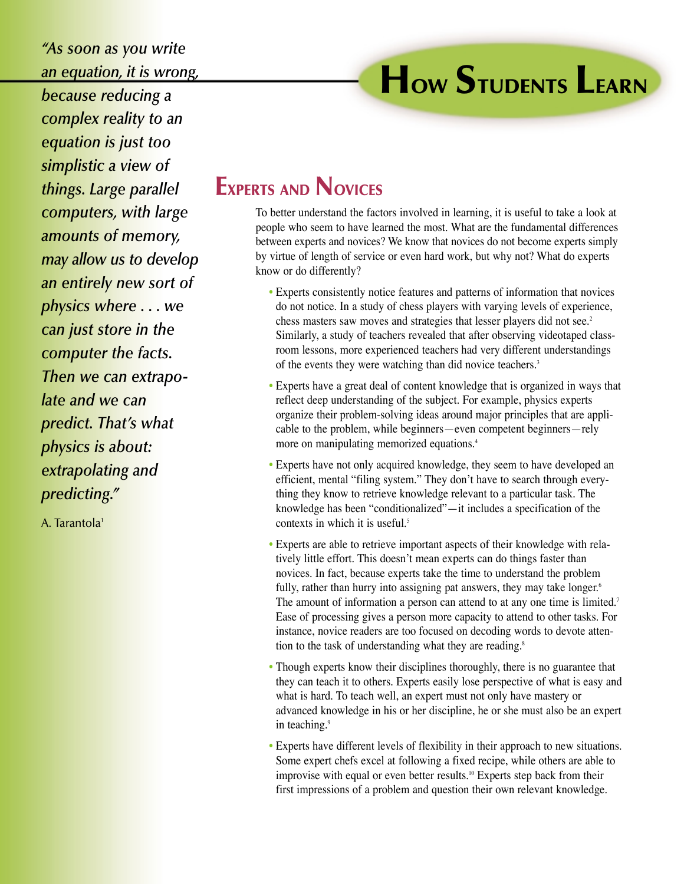# How Students Learn

*"As soon as you write an equation, it is wrong, because reducing a complex reality to an equation is just too simplistic a view of things. Large parallel computers, with large amounts of memory, may allow us to develop an entirely new sort of physics where . . . we can just store in the computer the facts. Then we can extrapolate and we can predict. That's what physics is about: extrapolating and predicting."*

A. Tarantola[1]

## Experts and Novices

To better understand the factors involved in learning, it is useful to take a look at people who seem to have learned the most. What are the fundamental differences between experts and novices? We know that novices do not become experts simply by virtue of length of service or even hard work, but why not? What do experts know or do differently?

- Experts consistently notice features and patterns of information that novices do not notice. In a study of chess players with varying levels of experience, chess masters saw moves and strategies that lesser players did not see.[2] Similarly, a study of teachers revealed that after observing videotaped classroom lessons, more experienced teachers had very different understandings of the events they were watching than did novice teachers.[3]
- Experts have a great deal of content knowledge that is organized in ways that reflect deep understanding of the subject. For example, physics experts organize their problem-solving ideas around major principles that are applicable to the problem, while beginners—even competent beginners—rely more on manipulating memorized equations.[4]
- Experts have not only acquired knowledge, they seem to have developed an efficient, mental "filing system." They don't have to search through everything they know to retrieve knowledge relevant to a particular task. The knowledge has been "conditionalized"—it includes a specification of the contexts in which it is useful.[5]
- Experts are able to retrieve important aspects of their knowledge with relatively little effort. This doesn't mean experts can do things faster than novices. In fact, because experts take the time to understand the problem fully, rather than hurry into assigning pat answers, they may take longer.[6] The amount of information a person can attend to at any one time is limited.[7] Ease of processing gives a person more capacity to attend to other tasks. For instance, novice readers are too focused on decoding words to devote attention to the task of understanding what they are reading.[8]
- Though experts know their disciplines thoroughly, there is no guarantee that they can teach it to others. Experts easily lose perspective of what is easy and what is hard. To teach well, an expert must not only have mastery or advanced knowledge in his or her discipline, he or she must also be an expert in teaching.[9]
- Experts have different levels of flexibility in their approach to new situations. Some expert chefs excel at following a fixed recipe, while others are able to improvise with equal or even better results.[10] Experts step back from their first impressions of a problem and question their own relevant knowledge.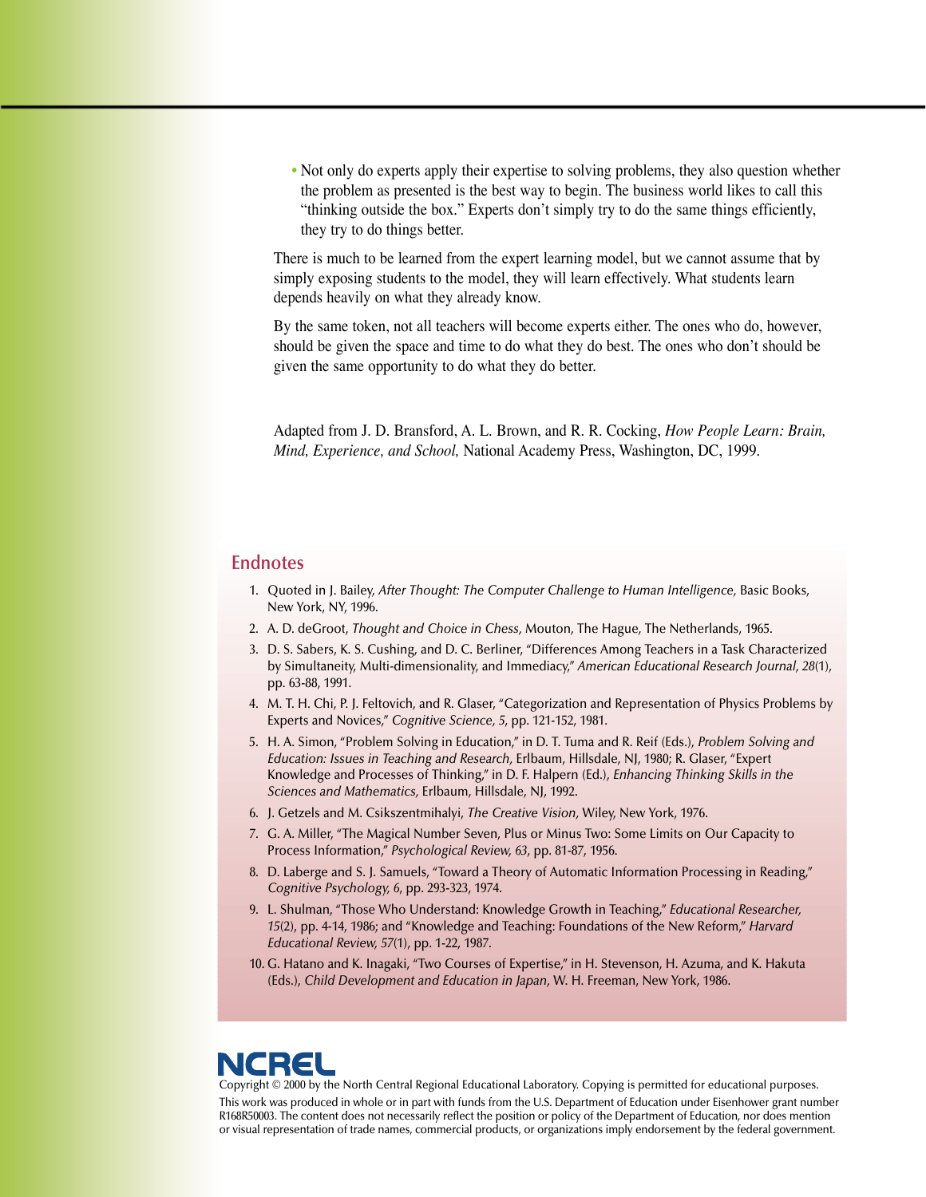- Not only do experts apply their expertise to solving problems, they also question whether the problem as presented is the best way to begin. The business world likes to call this "thinking outside the box." Experts don't simply try to do the same things efficiently, they try to do things better.

There is much to be learned from the expert learning model, but we cannot assume that by simply exposing students to the model, they will learn effectively. What students learn depends heavily on what they already know.

By the same token, not all teachers will become experts either. The ones who do, however, should be given the space and time to do what they do best. The ones who don't should be given the same opportunity to do what they do better.

Adapted from J. D. Bransford, A. L. Brown, and R. R. Cocking, *How People Learn: Brain, Mind, Experience, and School,* National Academy Press, Washington, DC, 1999.

## Endnotes

1. Quoted in J. Bailey, *After Thought: The Computer Challenge to Human Intelligence,* Basic Books, New York, NY, 1996.
2. A. D. deGroot, *Thought and Choice in Chess,* Mouton, The Hague, The Netherlands, 1965.
3. D. S. Sabers, K. S. Cushing, and D. C. Berliner, "Differences Among Teachers in a Task Characterized by Simultaneity, Multi-dimensionality, and Immediacy," *American Educational Research Journal, 28*(1), pp. 63-88, 1991.
4. M. T. H. Chi, P. J. Feltovich, and R. Glaser, "Categorization and Representation of Physics Problems by Experts and Novices," *Cognitive Science, 5,* pp. 121-152, 1981.
5. H. A. Simon, "Problem Solving in Education," in D. T. Tuma and R. Reif (Eds.), *Problem Solving and Education: Issues in Teaching and Research,* Erlbaum, Hillsdale, NJ, 1980; R. Glaser, "Expert Knowledge and Processes of Thinking," in D. F. Halpern (Ed.), *Enhancing Thinking Skills in the Sciences and Mathematics,* Erlbaum, Hillsdale, NJ, 1992.
6. J. Getzels and M. Csikszentmihalyi, *The Creative Vision,* Wiley, New York, 1976.
7. G. A. Miller, "The Magical Number Seven, Plus or Minus Two: Some Limits on Our Capacity to Process Information," *Psychological Review, 63,* pp. 81-87, 1956.
8. D. Laberge and S. J. Samuels, "Toward a Theory of Automatic Information Processing in Reading," *Cognitive Psychology, 6,* pp. 293-323, 1974.
9. L. Shulman, "Those Who Understand: Knowledge Growth in Teaching," *Educational Researcher, 15*(2), pp. 4-14, 1986; and "Knowledge and Teaching: Foundations of the New Reform," *Harvard Educational Review, 57*(1), pp. 1-22, 1987.
10. G. Hatano and K. Inagaki, "Two Courses of Expertise," in H. Stevenson, H. Azuma, and K. Hakuta (Eds.), *Child Development and Education in Japan,* W. H. Freeman, New York, 1986.

NCREL

Copyright © 2000 by the North Central Regional Educational Laboratory. Copying is permitted for educational purposes.

This work was produced in whole or in part with funds from the U.S. Department of Education under Eisenhower grant number R168R50003. The content does not necessarily reflect the position or policy of the Department of Education, nor does mention or visual representation of trade names, commercial products, or organizations imply endorsement by the federal government.